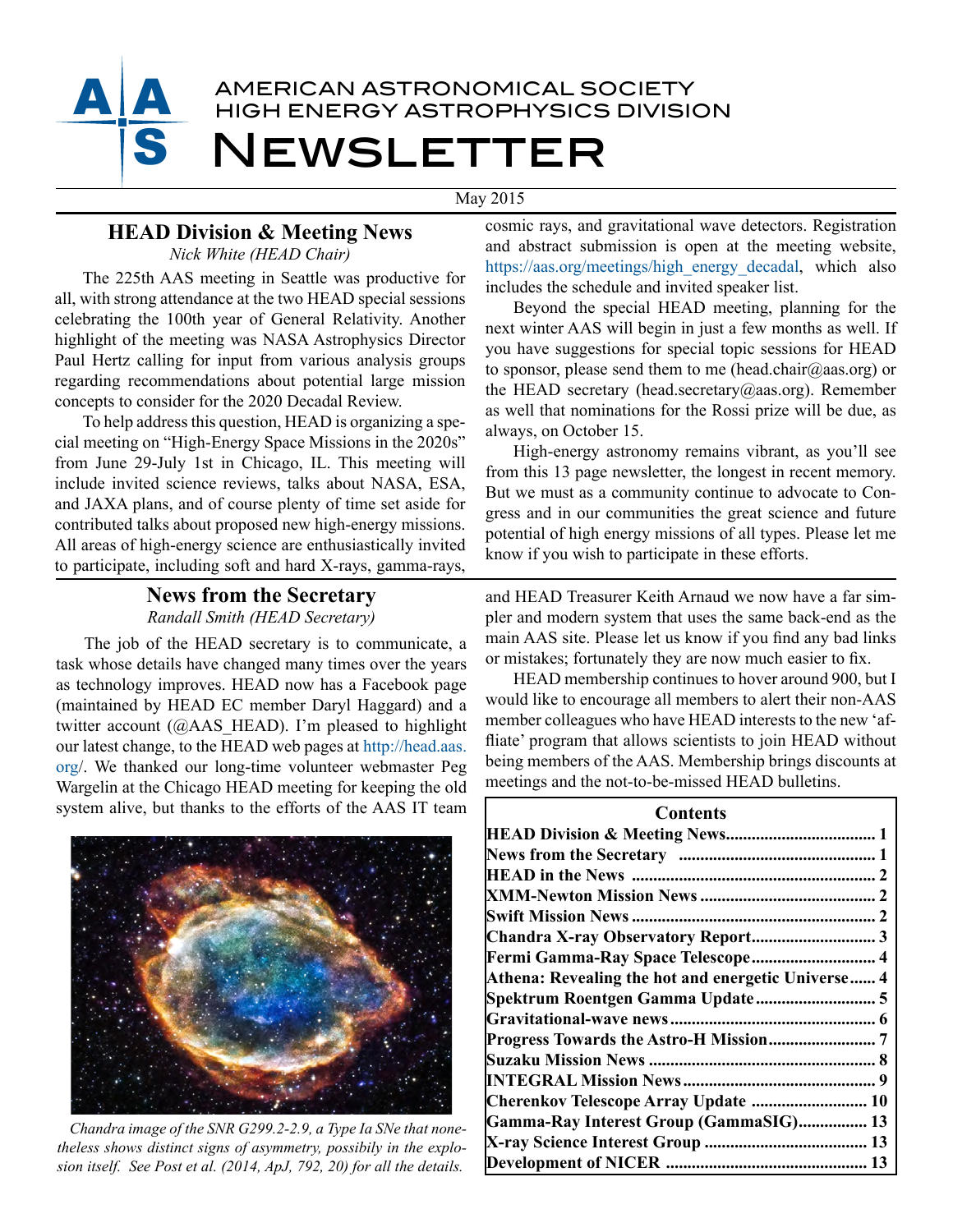# AMERICAN ASTRONOMICAL SOCIETY
# HIGH ENERGY ASTROPHYSICS DIVISION
# Newsletter

May 2015

## HEAD Division & Meeting News

*Nick White (HEAD Chair)*

The 225th AAS meeting in Seattle was productive for all, with strong attendance at the two HEAD special sessions celebrating the 100th year of General Relativity. Another highlight of the meeting was NASA Astrophysics Director Paul Hertz calling for input from various analysis groups regarding recommendations about potential large mission concepts to consider for the 2020 Decadal Review.

To help address this question, HEAD is organizing a special meeting on "High-Energy Space Missions in the 2020s" from June 29-July 1st in Chicago, IL. This meeting will include invited science reviews, talks about NASA, ESA, and JAXA plans, and of course plenty of time set aside for contributed talks about proposed new high-energy missions. All areas of high-energy science are enthusiastically invited to participate, including soft and hard X-rays, gamma-rays, cosmic rays, and gravitational wave detectors. Registration and abstract submission is open at the meeting website, https://aas.org/meetings/high_energy_decadal, which also includes the schedule and invited speaker list.

Beyond the special HEAD meeting, planning for the next winter AAS will begin in just a few months as well. If you have suggestions for special topic sessions for HEAD to sponsor, please send them to me (head.chair@aas.org) or the HEAD secretary (head.secretary@aas.org). Remember as well that nominations for the Rossi prize will be due, as always, on October 15.

High-energy astronomy remains vibrant, as you'll see from this 13 page newsletter, the longest in recent memory. But we must as a community continue to advocate to Congress and in our communities the great science and future potential of high energy missions of all types. Please let me know if you wish to participate in these efforts.

## News from the Secretary

*Randall Smith (HEAD Secretary)*

The job of the HEAD secretary is to communicate, a task whose details have changed many times over the years as technology improves. HEAD now has a Facebook page (maintained by HEAD EC member Daryl Haggard) and a twitter account (@AAS_HEAD). I'm pleased to highlight our latest change, to the HEAD web pages at http://head.aas.org/. We thanked our long-time volunteer webmaster Peg Wargelin at the Chicago HEAD meeting for keeping the old system alive, but thanks to the efforts of the AAS IT team and HEAD Treasurer Keith Arnaud we now have a far simpler and modern system that uses the same back-end as the main AAS site. Please let us know if you find any bad links or mistakes; fortunately they are now much easier to fix.

HEAD membership continues to hover around 900, but I would like to encourage all members to alert their non-AAS member colleagues who have HEAD interests to the new 'affliate' program that allows scientists to join HEAD without being members of the AAS. Membership brings discounts at meetings and the not-to-be-missed HEAD bulletins.

*Chandra image of the SNR G299.2-2.9, a Type Ia SNe that nonetheless shows distinct signs of asymmetry, possibly in the explosion itself. See Post et al. (2014, ApJ, 792, 20) for all the details.*

| Contents | |
|---|---|
| **HEAD Division & Meeting News** | **1** |
| **News from the Secretary** | **1** |
| **HEAD in the News** | **2** |
| **XMM-Newton Mission News** | **2** |
| **Swift Mission News** | **2** |
| **Chandra X-ray Observatory Report** | **3** |
| **Fermi Gamma-Ray Space Telescope** | **4** |
| **Athena: Revealing the hot and energetic Universe** | **4** |
| **Spektrum Roentgen Gamma Update** | **5** |
| **Gravitational-wave news** | **6** |
| **Progress Towards the Astro-H Mission** | **7** |
| **Suzaku Mission News** | **8** |
| **INTEGRAL Mission News** | **9** |
| **Cherenkov Telescope Array Update** | **10** |
| **Gamma-Ray Interest Group (GammaSIG)** | **13** |
| **X-ray Science Interest Group** | **13** |
| **Development of NICER** | **13** |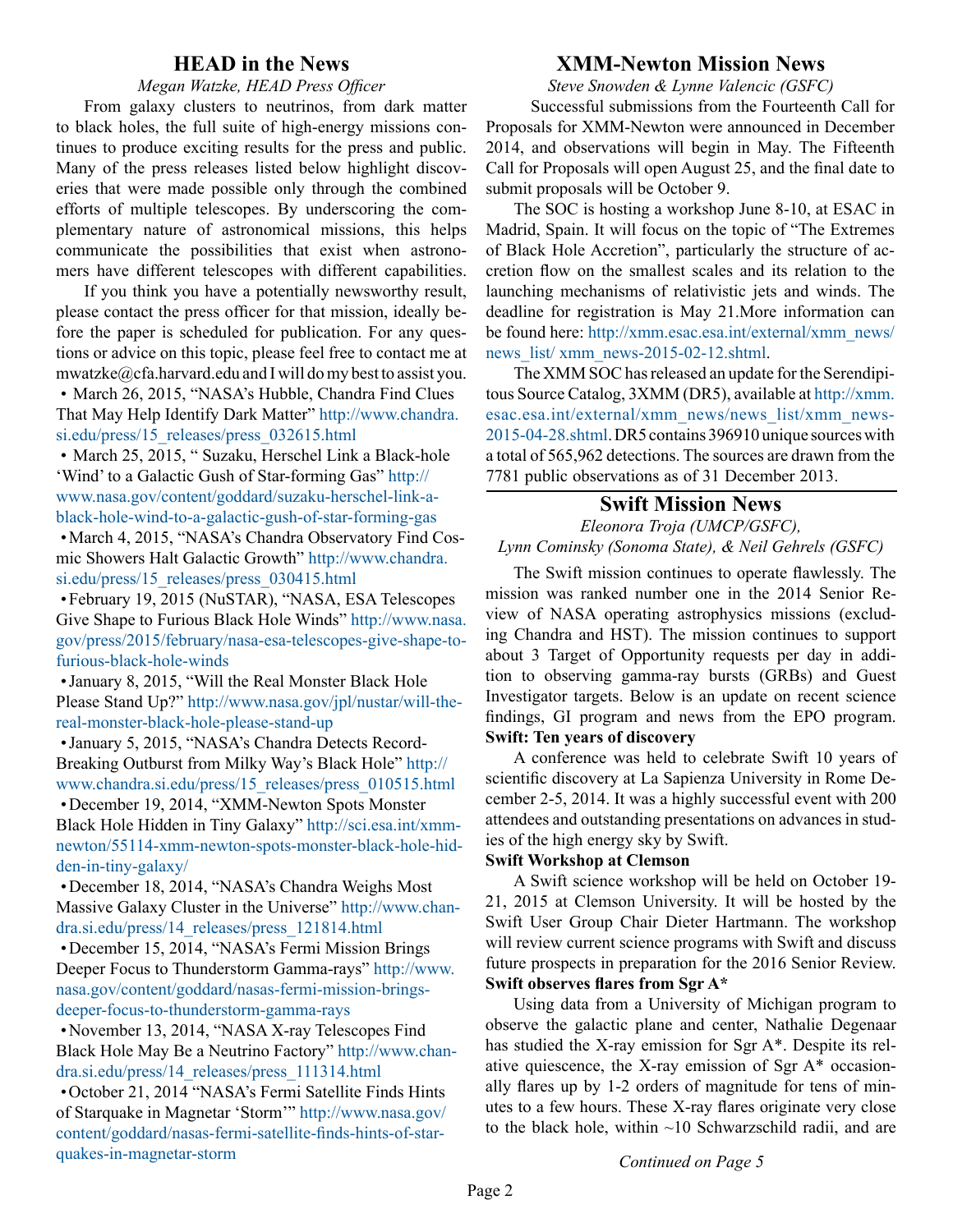## HEAD in the News

*Megan Watzke, HEAD Press Officer*

From galaxy clusters to neutrinos, from dark matter to black holes, the full suite of high-energy missions continues to produce exciting results for the press and public. Many of the press releases listed below highlight discoveries that were made possible only through the combined efforts of multiple telescopes. By underscoring the complementary nature of astronomical missions, this helps communicate the possibilities that exist when astronomers have different telescopes with different capabilities.

If you think you have a potentially newsworthy result, please contact the press officer for that mission, ideally before the paper is scheduled for publication. For any questions or advice on this topic, please feel free to contact me at mwatzke@cfa.harvard.edu and I will do my best to assist you.

- March 26, 2015, "NASA's Hubble, Chandra Find Clues That May Help Identify Dark Matter" http://www.chandra.si.edu/press/15_releases/press_032615.html
- March 25, 2015, " Suzaku, Herschel Link a Black-hole 'Wind' to a Galactic Gush of Star-forming Gas" http://www.nasa.gov/content/goddard/suzaku-herschel-link-a-black-hole-wind-to-a-galactic-gush-of-star-forming-gas
- March 4, 2015, "NASA's Chandra Observatory Find Cosmic Showers Halt Galactic Growth" http://www.chandra.si.edu/press/15_releases/press_030415.html
- February 19, 2015 (NuSTAR), "NASA, ESA Telescopes Give Shape to Furious Black Hole Winds" http://www.nasa.gov/press/2015/february/nasa-esa-telescopes-give-shape-to-furious-black-hole-winds
- January 8, 2015, "Will the Real Monster Black Hole Please Stand Up?" http://www.nasa.gov/jpl/nustar/will-the-real-monster-black-hole-please-stand-up
- January 5, 2015, "NASA's Chandra Detects Record-Breaking Outburst from Milky Way's Black Hole" http://www.chandra.si.edu/press/15_releases/press_010515.html
- December 19, 2014, "XMM-Newton Spots Monster Black Hole Hidden in Tiny Galaxy" http://sci.esa.int/xmm-newton/55114-xmm-newton-spots-monster-black-hole-hidden-in-tiny-galaxy/
- December 18, 2014, "NASA's Chandra Weighs Most Massive Galaxy Cluster in the Universe" http://www.chandra.si.edu/press/14_releases/press_121814.html
- December 15, 2014, "NASA's Fermi Mission Brings Deeper Focus to Thunderstorm Gamma-rays" http://www.nasa.gov/content/goddard/nasas-fermi-mission-brings-deeper-focus-to-thunderstorm-gamma-rays
- November 13, 2014, "NASA X-ray Telescopes Find Black Hole May Be a Neutrino Factory" http://www.chandra.si.edu/press/14_releases/press_111314.html
- October 21, 2014 "NASA's Fermi Satellite Finds Hints of Starquake in Magnetar 'Storm'" http://www.nasa.gov/content/goddard/nasas-fermi-satellite-finds-hints-of-starquakes-in-magnetar-storm

## XMM-Newton Mission News

*Steve Snowden & Lynne Valencic (GSFC)*

Successful submissions from the Fourteenth Call for Proposals for XMM-Newton were announced in December 2014, and observations will begin in May. The Fifteenth Call for Proposals will open August 25, and the final date to submit proposals will be October 9.

The SOC is hosting a workshop June 8-10, at ESAC in Madrid, Spain. It will focus on the topic of "The Extremes of Black Hole Accretion", particularly the structure of accretion flow on the smallest scales and its relation to the launching mechanisms of relativistic jets and winds. The deadline for registration is May 21.More information can be found here: http://xmm.esac.esa.int/external/xmm_news/news_list/ xmm_news-2015-02-12.shtml.

The XMM SOC has released an update for the Serendipitous Source Catalog, 3XMM (DR5), available at http://xmm.esac.esa.int/external/xmm_news/news_list/xmm_news-2015-04-28.shtml. DR5 contains 396910 unique sources with a total of 565,962 detections. The sources are drawn from the 7781 public observations as of 31 December 2013.

## Swift Mission News

*Eleonora Troja (UMCP/GSFC), Lynn Cominsky (Sonoma State), & Neil Gehrels (GSFC)*

The Swift mission continues to operate flawlessly. The mission was ranked number one in the 2014 Senior Review of NASA operating astrophysics missions (excluding Chandra and HST). The mission continues to support about 3 Target of Opportunity requests per day in addition to observing gamma-ray bursts (GRBs) and Guest Investigator targets. Below is an update on recent science findings, GI program and news from the EPO program.

**Swift: Ten years of discovery**

A conference was held to celebrate Swift 10 years of scientific discovery at La Sapienza University in Rome December 2-5, 2014. It was a highly successful event with 200 attendees and outstanding presentations on advances in studies of the high energy sky by Swift.

**Swift Workshop at Clemson**

A Swift science workshop will be held on October 19-21, 2015 at Clemson University. It will be hosted by the Swift User Group Chair Dieter Hartmann. The workshop will review current science programs with Swift and discuss future prospects in preparation for the 2016 Senior Review.

**Swift observes flares from Sgr A\***

Using data from a University of Michigan program to observe the galactic plane and center, Nathalie Degenaar has studied the X-ray emission for Sgr A*. Despite its relative quiescence, the X-ray emission of Sgr A* occasionally flares up by 1-2 orders of magnitude for tens of minutes to a few hours. These X-ray flares originate very close to the black hole, within ~10 Schwarzschild radii, and are

*Continued on Page 5*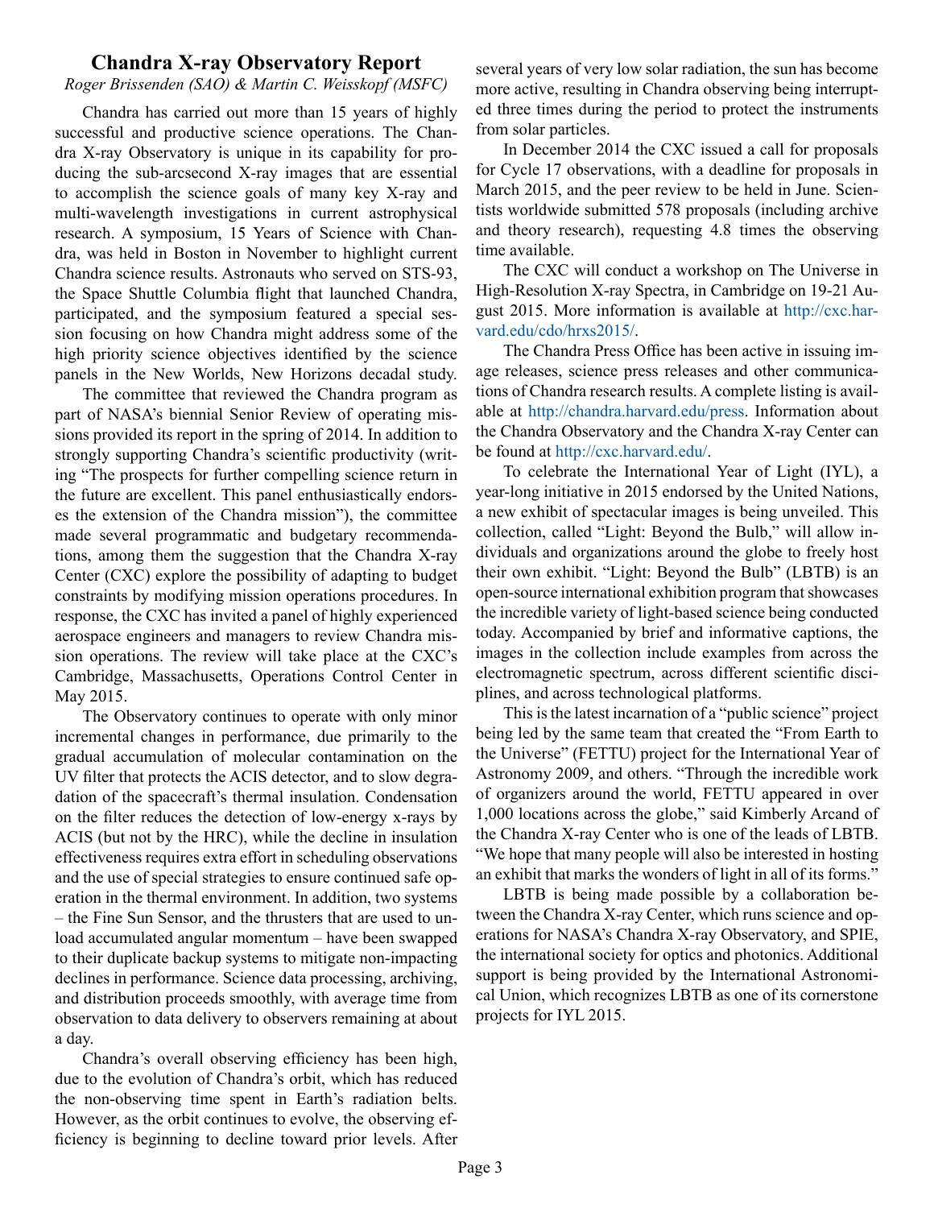## Chandra X-ray Observatory Report

*Roger Brissenden (SAO) & Martin C. Weisskopf (MSFC)*

Chandra has carried out more than 15 years of highly successful and productive science operations. The Chandra X-ray Observatory is unique in its capability for producing the sub-arcsecond X-ray images that are essential to accomplish the science goals of many key X-ray and multi-wavelength investigations in current astrophysical research. A symposium, 15 Years of Science with Chandra, was held in Boston in November to highlight current Chandra science results. Astronauts who served on STS-93, the Space Shuttle Columbia flight that launched Chandra, participated, and the symposium featured a special session focusing on how Chandra might address some of the high priority science objectives identified by the science panels in the New Worlds, New Horizons decadal study.

The committee that reviewed the Chandra program as part of NASA's biennial Senior Review of operating missions provided its report in the spring of 2014. In addition to strongly supporting Chandra's scientific productivity (writing "The prospects for further compelling science return in the future are excellent. This panel enthusiastically endorses the extension of the Chandra mission"), the committee made several programmatic and budgetary recommendations, among them the suggestion that the Chandra X-ray Center (CXC) explore the possibility of adapting to budget constraints by modifying mission operations procedures. In response, the CXC has invited a panel of highly experienced aerospace engineers and managers to review Chandra mission operations. The review will take place at the CXC's Cambridge, Massachusetts, Operations Control Center in May 2015.

The Observatory continues to operate with only minor incremental changes in performance, due primarily to the gradual accumulation of molecular contamination on the UV filter that protects the ACIS detector, and to slow degradation of the spacecraft's thermal insulation. Condensation on the filter reduces the detection of low-energy x-rays by ACIS (but not by the HRC), while the decline in insulation effectiveness requires extra effort in scheduling observations and the use of special strategies to ensure continued safe operation in the thermal environment. In addition, two systems – the Fine Sun Sensor, and the thrusters that are used to unload accumulated angular momentum – have been swapped to their duplicate backup systems to mitigate non-impacting declines in performance. Science data processing, archiving, and distribution proceeds smoothly, with average time from observation to data delivery to observers remaining at about a day.

Chandra's overall observing efficiency has been high, due to the evolution of Chandra's orbit, which has reduced the non-observing time spent in Earth's radiation belts. However, as the orbit continues to evolve, the observing efficiency is beginning to decline toward prior levels. After several years of very low solar radiation, the sun has become more active, resulting in Chandra observing being interrupted three times during the period to protect the instruments from solar particles.

In December 2014 the CXC issued a call for proposals for Cycle 17 observations, with a deadline for proposals in March 2015, and the peer review to be held in June. Scientists worldwide submitted 578 proposals (including archive and theory research), requesting 4.8 times the observing time available.

The CXC will conduct a workshop on The Universe in High-Resolution X-ray Spectra, in Cambridge on 19-21 August 2015. More information is available at http://cxc.harvard.edu/cdo/hrxs2015/.

The Chandra Press Office has been active in issuing image releases, science press releases and other communications of Chandra research results. A complete listing is available at http://chandra.harvard.edu/press. Information about the Chandra Observatory and the Chandra X-ray Center can be found at http://cxc.harvard.edu/.

To celebrate the International Year of Light (IYL), a year-long initiative in 2015 endorsed by the United Nations, a new exhibit of spectacular images is being unveiled. This collection, called "Light: Beyond the Bulb," will allow individuals and organizations around the globe to freely host their own exhibit. "Light: Beyond the Bulb" (LBTB) is an open-source international exhibition program that showcases the incredible variety of light-based science being conducted today. Accompanied by brief and informative captions, the images in the collection include examples from across the electromagnetic spectrum, across different scientific disciplines, and across technological platforms.

This is the latest incarnation of a "public science" project being led by the same team that created the "From Earth to the Universe" (FETTU) project for the International Year of Astronomy 2009, and others. "Through the incredible work of organizers around the world, FETTU appeared in over 1,000 locations across the globe," said Kimberly Arcand of the Chandra X-ray Center who is one of the leads of LBTB. "We hope that many people will also be interested in hosting an exhibit that marks the wonders of light in all of its forms."

LBTB is being made possible by a collaboration between the Chandra X-ray Center, which runs science and operations for NASA's Chandra X-ray Observatory, and SPIE, the international society for optics and photonics. Additional support is being provided by the International Astronomical Union, which recognizes LBTB as one of its cornerstone projects for IYL 2015.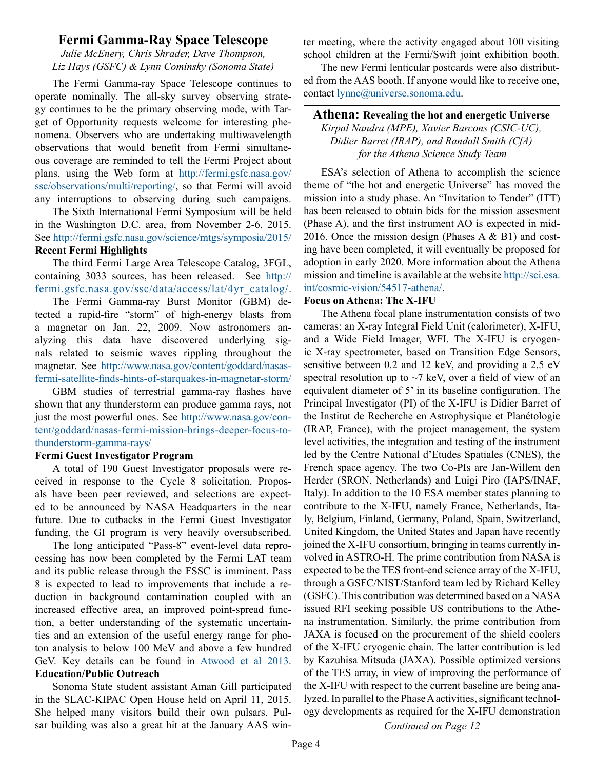## Fermi Gamma-Ray Space Telescope

*Julie McEnery, Chris Shrader, Dave Thompson, Liz Hays (GSFC) & Lynn Cominsky (Sonoma State)*

The Fermi Gamma-ray Space Telescope continues to operate nominally. The all-sky survey observing strategy continues to be the primary observing mode, with Target of Opportunity requests welcome for interesting phenomena. Observers who are undertaking multiwavelength observations that would benefit from Fermi simultaneous coverage are reminded to tell the Fermi Project about plans, using the Web form at http://fermi.gsfc.nasa.gov/ssc/observations/multi/reporting/, so that Fermi will avoid any interruptions to observing during such campaigns.

The Sixth International Fermi Symposium will be held in the Washington D.C. area, from November 2-6, 2015. See http://fermi.gsfc.nasa.gov/science/mtgs/symposia/2015/

**Recent Fermi Highlights**

The third Fermi Large Area Telescope Catalog, 3FGL, containing 3033 sources, has been released. See http://fermi.gsfc.nasa.gov/ssc/data/access/lat/4yr_catalog/.

The Fermi Gamma-ray Burst Monitor (GBM) detected a rapid-fire "storm" of high-energy blasts from a magnetar on Jan. 22, 2009. Now astronomers analyzing this data have discovered underlying signals related to seismic waves rippling throughout the magnetar. See http://www.nasa.gov/content/goddard/nasas-fermi-satellite-finds-hints-of-starquakes-in-magnetar-storm/

GBM studies of terrestrial gamma-ray flashes have shown that any thunderstorm can produce gamma rays, not just the most powerful ones. See http://www.nasa.gov/content/goddard/nasas-fermi-mission-brings-deeper-focus-to-thunderstorm-gamma-rays/

**Fermi Guest Investigator Program**

A total of 190 Guest Investigator proposals were received in response to the Cycle 8 solicitation. Proposals have been peer reviewed, and selections are expected to be announced by NASA Headquarters in the near future. Due to cutbacks in the Fermi Guest Investigator funding, the GI program is very heavily oversubscribed.

The long anticipated "Pass-8" event-level data reprocessing has now been completed by the Fermi LAT team and its public release through the FSSC is imminent. Pass 8 is expected to lead to improvements that include a reduction in background contamination coupled with an increased effective area, an improved point-spread function, a better understanding of the systematic uncertainties and an extension of the useful energy range for photon analysis to below 100 MeV and above a few hundred GeV. Key details can be found in Atwood et al 2013.

**Education/Public Outreach**

Sonoma State student assistant Aman Gill participated in the SLAC-KIPAC Open House held on April 11, 2015. She helped many visitors build their own pulsars. Pulsar building was also a great hit at the January AAS winter meeting, where the activity engaged about 100 visiting school children at the Fermi/Swift joint exhibition booth.

The new Fermi lenticular postcards were also distributed from the AAS booth. If anyone would like to receive one, contact lynnc@universe.sonoma.edu.

## Athena: Revealing the hot and energetic Universe

*Kirpal Nandra (MPE), Xavier Barcons (CSIC-UC), Didier Barret (IRAP), and Randall Smith (CfA) for the Athena Science Study Team*

ESA's selection of Athena to accomplish the science theme of "the hot and energetic Universe" has moved the mission into a study phase. An "Invitation to Tender" (ITT) has been released to obtain bids for the mission assesment (Phase A), and the first instrument AO is expected in mid-2016. Once the mission design (Phases A & B1) and costing have been completed, it will eventually be proposed for adoption in early 2020. More information about the Athena mission and timeline is available at the website http://sci.esa.int/cosmic-vision/54517-athena/.

**Focus on Athena: The X-IFU**

The Athena focal plane instrumentation consists of two cameras: an X-ray Integral Field Unit (calorimeter), X-IFU, and a Wide Field Imager, WFI. The X-IFU is cryogenic X-ray spectrometer, based on Transition Edge Sensors, sensitive between 0.2 and 12 keV, and providing a 2.5 eV spectral resolution up to ~7 keV, over a field of view of an equivalent diameter of 5' in its baseline configuration. The Principal Investigator (PI) of the X-IFU is Didier Barret of the Institut de Recherche en Astrophysique et Planétologie (IRAP, France), with the project management, the system level activities, the integration and testing of the instrument led by the Centre National d'Etudes Spatiales (CNES), the French space agency. The two Co-PIs are Jan-Willem den Herder (SRON, Netherlands) and Luigi Piro (IAPS/INAF, Italy). In addition to the 10 ESA member states planning to contribute to the X-IFU, namely France, Netherlands, Italy, Belgium, Finland, Germany, Poland, Spain, Switzerland, United Kingdom, the United States and Japan have recently joined the X-IFU consortium, bringing in teams currently involved in ASTRO-H. The prime contribution from NASA is expected to be the TES front-end science array of the X-IFU, through a GSFC/NIST/Stanford team led by Richard Kelley (GSFC). This contribution was determined based on a NASA issued RFI seeking possible US contributions to the Athena instrumentation. Similarly, the prime contribution from JAXA is focused on the procurement of the shield coolers of the X-IFU cryogenic chain. The latter contribution is led by Kazuhisa Mitsuda (JAXA). Possible optimized versions of the TES array, in view of improving the performance of the X-IFU with respect to the current baseline are being analyzed. In parallel to the Phase A activities, significant technology developments as required for the X-IFU demonstration

*Continued on Page 12*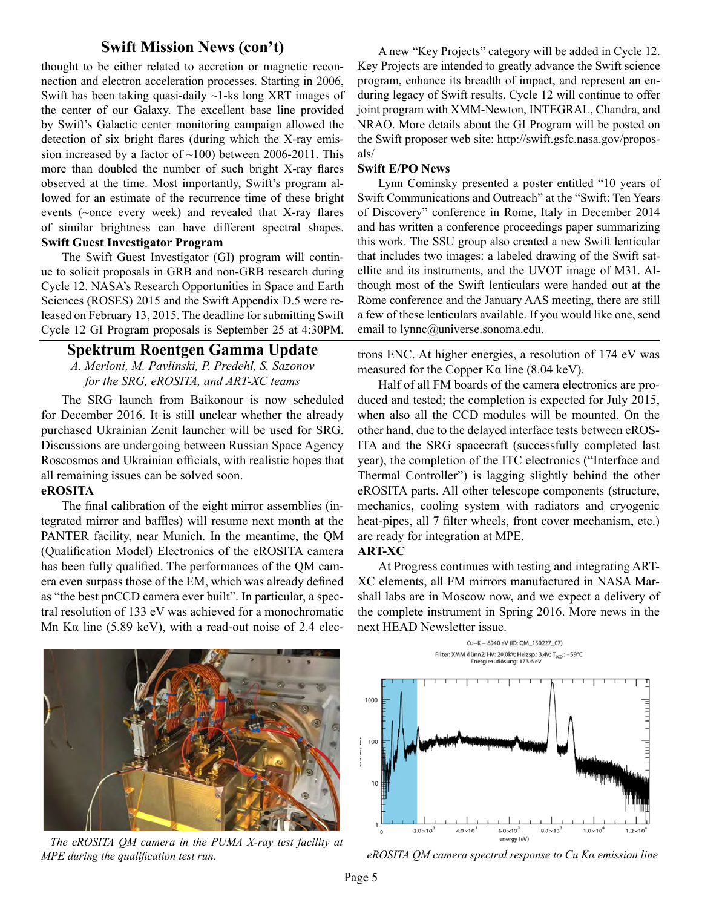## Swift Mission News (con't)

thought to be either related to accretion or magnetic reconnection and electron acceleration processes. Starting in 2006, Swift has been taking quasi-daily ~1-ks long XRT images of the center of our Galaxy. The excellent base line provided by Swift's Galactic center monitoring campaign allowed the detection of six bright flares (during which the X-ray emission increased by a factor of ~100) between 2006-2011. This more than doubled the number of such bright X-ray flares observed at the time. Most importantly, Swift's program allowed for an estimate of the recurrence time of these bright events (~once every week) and revealed that X-ray flares of similar brightness can have different spectral shapes.

**Swift Guest Investigator Program**

The Swift Guest Investigator (GI) program will continue to solicit proposals in GRB and non-GRB research during Cycle 12. NASA's Research Opportunities in Space and Earth Sciences (ROSES) 2015 and the Swift Appendix D.5 were released on February 13, 2015. The deadline for submitting Swift Cycle 12 GI Program proposals is September 25 at 4:30PM.

A new "Key Projects" category will be added in Cycle 12. Key Projects are intended to greatly advance the Swift science program, enhance its breadth of impact, and represent an enduring legacy of Swift results. Cycle 12 will continue to offer joint program with XMM-Newton, INTEGRAL, Chandra, and NRAO. More details about the GI Program will be posted on the Swift proposer web site: http://swift.gsfc.nasa.gov/proposals/

**Swift E/PO News**

Lynn Cominsky presented a poster entitled "10 years of Swift Communications and Outreach" at the "Swift: Ten Years of Discovery" conference in Rome, Italy in December 2014 and has written a conference proceedings paper summarizing this work. The SSU group also created a new Swift lenticular that includes two images: a labeled drawing of the Swift satellite and its instruments, and the UVOT image of M31. Although most of the Swift lenticulars were handed out at the Rome conference and the January AAS meeting, there are still a few of these lenticulars available. If you would like one, send email to lynnc@universe.sonoma.edu.

## Spektrum Roentgen Gamma Update

*A. Merloni, M. Pavlinski, P. Predehl, S. Sazonov*
*for the SRG, eROSITA, and ART-XC teams*

The SRG launch from Baikonour is now scheduled for December 2016. It is still unclear whether the already purchased Ukrainian Zenit launcher will be used for SRG. Discussions are undergoing between Russian Space Agency Roscosmos and Ukrainian officials, with realistic hopes that all remaining issues can be solved soon.

**eROSITA**

The final calibration of the eight mirror assemblies (integrated mirror and baffles) will resume next month at the PANTER facility, near Munich. In the meantime, the QM (Qualification Model) Electronics of the eROSITA camera has been fully qualified. The performances of the QM camera even surpass those of the EM, which was already defined as "the best pnCCD camera ever built". In particular, a spectral resolution of 133 eV was achieved for a monochromatic Mn Kα line (5.89 keV), with a read-out noise of 2.4 electrons ENC. At higher energies, a resolution of 174 eV was measured for the Copper Kα line (8.04 keV).

Half of all FM boards of the camera electronics are produced and tested; the completion is expected for July 2015, when also all the CCD modules will be mounted. On the other hand, due to the delayed interface tests between eROSITA and the SRG spacecraft (successfully completed last year), the completion of the ITC electronics ("Interface and Thermal Controller") is lagging slightly behind the other eROSITA parts. All other telescope components (structure, mechanics, cooling system with radiators and cryogenic heat-pipes, all 7 filter wheels, front cover mechanism, etc.) are ready for integration at MPE.

**ART-XC**

At Progress continues with testing and integrating ART-XC elements, all FM mirrors manufactured in NASA Marshall labs are in Moscow now, and we expect a delivery of the complete instrument in Spring 2016. More news in the next HEAD Newsletter issue.

*The eROSITA QM camera in the PUMA X-ray test facility at MPE during the qualification test run.*

*eROSITA QM camera spectral response to Cu Kα emission line*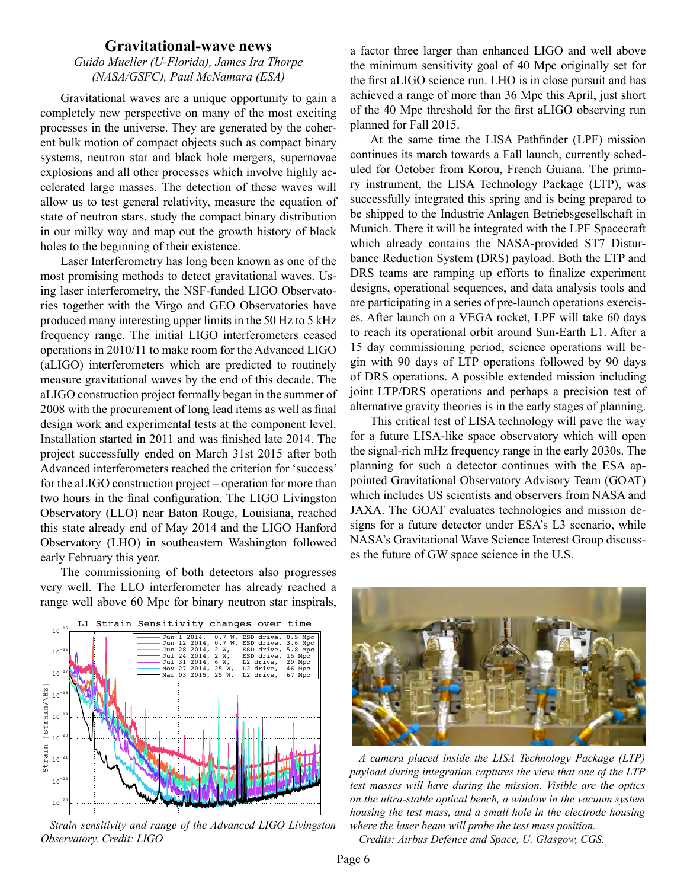## Gravitational-wave news

*Guido Mueller (U-Florida), James Ira Thorpe (NASA/GSFC), Paul McNamara (ESA)*

Gravitational waves are a unique opportunity to gain a completely new perspective on many of the most exciting processes in the universe. They are generated by the coherent bulk motion of compact objects such as compact binary systems, neutron star and black hole mergers, supernovae explosions and all other processes which involve highly accelerated large masses. The detection of these waves will allow us to test general relativity, measure the equation of state of neutron stars, study the compact binary distribution in our milky way and map out the growth history of black holes to the beginning of their existence.

Laser Interferometry has long been known as one of the most promising methods to detect gravitational waves. Using laser interferometry, the NSF-funded LIGO Observatories together with the Virgo and GEO Observatories have produced many interesting upper limits in the 50 Hz to 5 kHz frequency range. The initial LIGO interferometers ceased operations in 2010/11 to make room for the Advanced LIGO (aLIGO) interferometers which are predicted to routinely measure gravitational waves by the end of this decade. The aLIGO construction project formally began in the summer of 2008 with the procurement of long lead items as well as final design work and experimental tests at the component level. Installation started in 2011 and was finished late 2014. The project successfully ended on March 31st 2015 after both Advanced interferometers reached the criterion for 'success' for the aLIGO construction project – operation for more than two hours in the final configuration. The LIGO Livingston Observatory (LLO) near Baton Rouge, Louisiana, reached this state already end of May 2014 and the LIGO Hanford Observatory (LHO) in southeastern Washington followed early February this year.

The commissioning of both detectors also progresses very well. The LLO interferometer has already reached a range well above 60 Mpc for binary neutron star inspirals, a factor three larger than enhanced LIGO and well above the minimum sensitivity goal of 40 Mpc originally set for the first aLIGO science run. LHO is in close pursuit and has achieved a range of more than 36 Mpc this April, just short of the 40 Mpc threshold for the first aLIGO observing run planned for Fall 2015.

*Strain sensitivity and range of the Advanced LIGO Livingston Observatory. Credit: LIGO*

At the same time the LISA Pathfinder (LPF) mission continues its march towards a Fall launch, currently scheduled for October from Korou, French Guiana. The primary instrument, the LISA Technology Package (LTP), was successfully integrated this spring and is being prepared to be shipped to the Industrie Anlagen Betriebsgesellschaft in Munich. There it will be integrated with the LPF Spacecraft which already contains the NASA-provided ST7 Disturbance Reduction System (DRS) payload. Both the LTP and DRS teams are ramping up efforts to finalize experiment designs, operational sequences, and data analysis tools and are participating in a series of pre-launch operations exercises. After launch on a VEGA rocket, LPF will take 60 days to reach its operational orbit around Sun-Earth L1. After a 15 day commissioning period, science operations will begin with 90 days of LTP operations followed by 90 days of DRS operations. A possible extended mission including joint LTP/DRS operations and perhaps a precision test of alternative gravity theories is in the early stages of planning.

This critical test of LISA technology will pave the way for a future LISA-like space observatory which will open the signal-rich mHz frequency range in the early 2030s. The planning for such a detector continues with the ESA appointed Gravitational Observatory Advisory Team (GOAT) which includes US scientists and observers from NASA and JAXA. The GOAT evaluates technologies and mission designs for a future detector under ESA's L3 scenario, while NASA's Gravitational Wave Science Interest Group discusses the future of GW space science in the U.S.

*A camera placed inside the LISA Technology Package (LTP) payload during integration captures the view that one of the LTP test masses will have during the mission. Visible are the optics on the ultra-stable optical bench, a window in the vacuum system housing the test mass, and a small hole in the electrode housing where the laser beam will probe the test mass position.*
*Credits: Airbus Defence and Space, U. Glasgow, CGS.*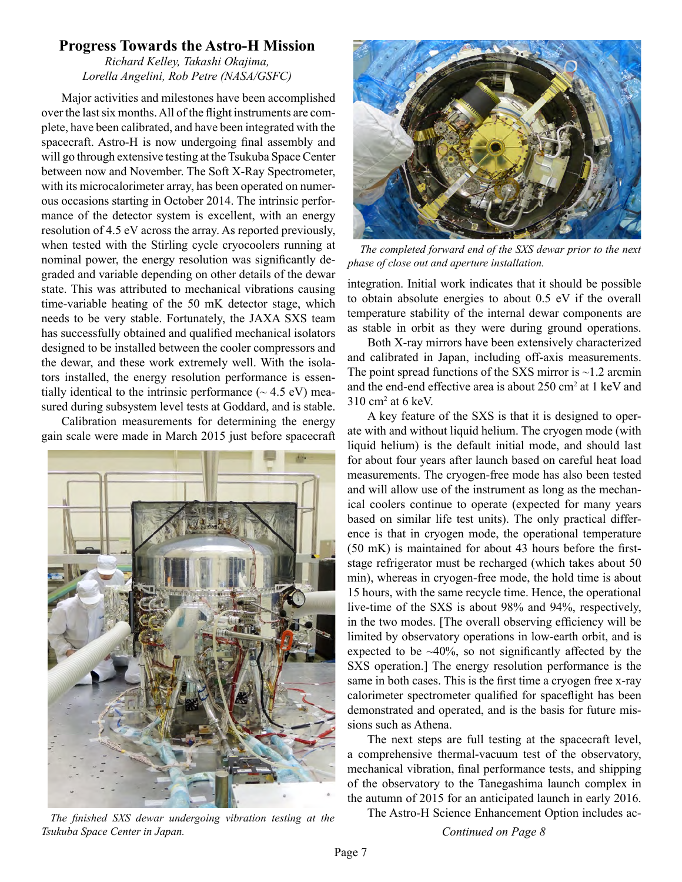# Progress Towards the Astro-H Mission

*Richard Kelley, Takashi Okajima, Lorella Angelini, Rob Petre (NASA/GSFC)*

Major activities and milestones have been accomplished over the last six months. All of the flight instruments are complete, have been calibrated, and have been integrated with the spacecraft. Astro-H is now undergoing final assembly and will go through extensive testing at the Tsukuba Space Center between now and November. The Soft X-Ray Spectrometer, with its microcalorimeter array, has been operated on numerous occasions starting in October 2014. The intrinsic performance of the detector system is excellent, with an energy resolution of 4.5 eV across the array. As reported previously, when tested with the Stirling cycle cryocoolers running at nominal power, the energy resolution was significantly degraded and variable depending on other details of the dewar state. This was attributed to mechanical vibrations causing time-variable heating of the 50 mK detector stage, which needs to be very stable. Fortunately, the JAXA SXS team has successfully obtained and qualified mechanical isolators designed to be installed between the cooler compressors and the dewar, and these work extremely well. With the isolators installed, the energy resolution performance is essentially identical to the intrinsic performance (~ 4.5 eV) measured during subsystem level tests at Goddard, and is stable.

Calibration measurements for determining the energy gain scale were made in March 2015 just before spacecraft integration. Initial work indicates that it should be possible to obtain absolute energies to about 0.5 eV if the overall temperature stability of the internal dewar components are as stable in orbit as they were during ground operations.

*The finished SXS dewar undergoing vibration testing at the Tsukuba Space Center in Japan.*

*The completed forward end of the SXS dewar prior to the next phase of close out and aperture installation.*

Both X-ray mirrors have been extensively characterized and calibrated in Japan, including off-axis measurements. The point spread functions of the SXS mirror is ~1.2 arcmin and the end-end effective area is about 250 $cm^2$ at 1 keV and 310 $cm^2$ at 6 keV.

A key feature of the SXS is that it is designed to operate with and without liquid helium. The cryogen mode (with liquid helium) is the default initial mode, and should last for about four years after launch based on careful heat load measurements. The cryogen-free mode has also been tested and will allow use of the instrument as long as the mechanical coolers continue to operate (expected for many years based on similar life test units). The only practical difference is that in cryogen mode, the operational temperature (50 mK) is maintained for about 43 hours before the first-stage refrigerator must be recharged (which takes about 50 min), whereas in cryogen-free mode, the hold time is about 15 hours, with the same recycle time. Hence, the operational live-time of the SXS is about 98% and 94%, respectively, in the two modes. [The overall observing efficiency will be limited by observatory operations in low-earth orbit, and is expected to be ~40%, so not significantly affected by the SXS operation.] The energy resolution performance is the same in both cases. This is the first time a cryogen free x-ray calorimeter spectrometer qualified for spaceflight has been demonstrated and operated, and is the basis for future missions such as Athena.

The next steps are full testing at the spacecraft level, a comprehensive thermal-vacuum test of the observatory, mechanical vibration, final performance tests, and shipping of the observatory to the Tanegashima launch complex in the autumn of 2015 for an anticipated launch in early 2016.

The Astro-H Science Enhancement Option includes ac-

*Continued on Page 8*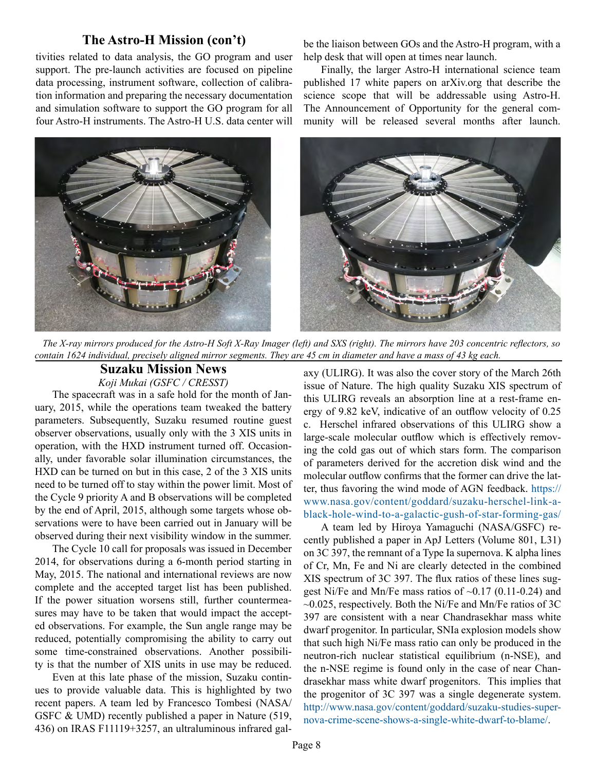## The Astro-H Mission (con't)

tivities related to data analysis, the GO program and user support. The pre-launch activities are focused on pipeline data processing, instrument software, collection of calibration information and preparing the necessary documentation and simulation software to support the GO program for all four Astro-H instruments. The Astro-H U.S. data center will be the liaison between GOs and the Astro-H program, with a help desk that will open at times near launch.

Finally, the larger Astro-H international science team published 17 white papers on arXiv.org that describe the science scope that will be addressable using Astro-H. The Announcement of Opportunity for the general community will be released several months after launch.

*The X-ray mirrors produced for the Astro-H Soft X-Ray Imager (left) and SXS (right). The mirrors have 203 concentric reflectors, so contain 1624 individual, precisely aligned mirror segments. They are 45 cm in diameter and have a mass of 43 kg each.*

## Suzaku Mission News

*Koji Mukai (GSFC / CRESST)*

The spacecraft was in a safe hold for the month of January, 2015, while the operations team tweaked the battery parameters. Subsequently, Suzaku resumed routine guest observer observations, usually only with the 3 XIS units in operation, with the HXD instrument turned off. Occasionally, under favorable solar illumination circumstances, the HXD can be turned on but in this case, 2 of the 3 XIS units need to be turned off to stay within the power limit. Most of the Cycle 9 priority A and B observations will be completed by the end of April, 2015, although some targets whose observations were to have been carried out in January will be observed during their next visibility window in the summer.

The Cycle 10 call for proposals was issued in December 2014, for observations during a 6-month period starting in May, 2015. The national and international reviews are now complete and the accepted target list has been published. If the power situation worsens still, further countermeasures may have to be taken that would impact the accepted observations. For example, the Sun angle range may be reduced, potentially compromising the ability to carry out some time-constrained observations. Another possibility is that the number of XIS units in use may be reduced.

Even at this late phase of the mission, Suzaku continues to provide valuable data. This is highlighted by two recent papers. A team led by Francesco Tombesi (NASA/GSFC & UMD) recently published a paper in Nature (519, 436) on IRAS F11119+3257, an ultraluminous infrared galaxy (ULIRG). It was also the cover story of the March 26th issue of Nature. The high quality Suzaku XIS spectrum of this ULIRG reveals an absorption line at a rest-frame energy of 9.82 keV, indicative of an outflow velocity of 0.25 c. Herschel infrared observations of this ULIRG show a large-scale molecular outflow which is effectively removing the cold gas out of which stars form. The comparison of parameters derived for the accretion disk wind and the molecular outflow confirms that the former can drive the latter, thus favoring the wind mode of AGN feedback. https://www.nasa.gov/content/goddard/suzaku-herschel-link-a-black-hole-wind-to-a-galactic-gush-of-star-forming-gas/

A team led by Hiroya Yamaguchi (NASA/GSFC) recently published a paper in ApJ Letters (Volume 801, L31) on 3C 397, the remnant of a Type Ia supernova. K alpha lines of Cr, Mn, Fe and Ni are clearly detected in the combined XIS spectrum of 3C 397. The flux ratios of these lines suggest Ni/Fe and Mn/Fe mass ratios of ~0.17 (0.11-0.24) and ~0.025, respectively. Both the Ni/Fe and Mn/Fe ratios of 3C 397 are consistent with a near Chandrasekhar mass white dwarf progenitor. In particular, SNIa explosion models show that such high Ni/Fe mass ratio can only be produced in the neutron-rich nuclear statistical equilibrium (n-NSE), and the n-NSE regime is found only in the case of near Chandrasekhar mass white dwarf progenitors. This implies that the progenitor of 3C 397 was a single degenerate system. http://www.nasa.gov/content/goddard/suzaku-studies-supernova-crime-scene-shows-a-single-white-dwarf-to-blame/.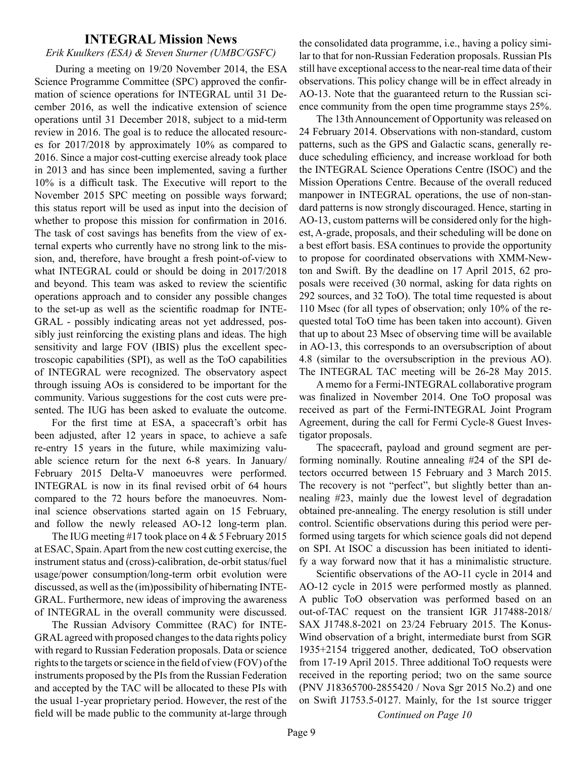## INTEGRAL Mission News

*Erik Kuulkers (ESA) & Steven Sturner (UMBC/GSFC)*

During a meeting on 19/20 November 2014, the ESA Science Programme Committee (SPC) approved the confirmation of science operations for INTEGRAL until 31 December 2016, as well the indicative extension of science operations until 31 December 2018, subject to a mid-term review in 2016. The goal is to reduce the allocated resources for 2017/2018 by approximately 10% as compared to 2016. Since a major cost-cutting exercise already took place in 2013 and has since been implemented, saving a further 10% is a difficult task. The Executive will report to the November 2015 SPC meeting on possible ways forward; this status report will be used as input into the decision of whether to propose this mission for confirmation in 2016. The task of cost savings has benefits from the view of external experts who currently have no strong link to the mission, and, therefore, have brought a fresh point-of-view to what INTEGRAL could or should be doing in 2017/2018 and beyond. This team was asked to review the scientific operations approach and to consider any possible changes to the set-up as well as the scientific roadmap for INTEGRAL - possibly indicating areas not yet addressed, possibly just reinforcing the existing plans and ideas. The high sensitivity and large FOV (IBIS) plus the excellent spectroscopic capabilities (SPI), as well as the ToO capabilities of INTEGRAL were recognized. The observatory aspect through issuing AOs is considered to be important for the community. Various suggestions for the cost cuts were presented. The IUG has been asked to evaluate the outcome.

For the first time at ESA, a spacecraft's orbit has been adjusted, after 12 years in space, to achieve a safe re-entry 15 years in the future, while maximizing valuable science return for the next 6-8 years. In January/February 2015 Delta-V manoeuvres were performed. INTEGRAL is now in its final revised orbit of 64 hours compared to the 72 hours before the manoeuvres. Nominal science observations started again on 15 February, and follow the newly released AO-12 long-term plan.

The IUG meeting #17 took place on 4 & 5 February 2015 at ESAC, Spain. Apart from the new cost cutting exercise, the instrument status and (cross)-calibration, de-orbit status/fuel usage/power consumption/long-term orbit evolution were discussed, as well as the (im)possibility of hibernating INTEGRAL. Furthermore, new ideas of improving the awareness of INTEGRAL in the overall community were discussed.

The Russian Advisory Committee (RAC) for INTEGRAL agreed with proposed changes to the data rights policy with regard to Russian Federation proposals. Data or science rights to the targets or science in the field of view (FOV) of the instruments proposed by the PIs from the Russian Federation and accepted by the TAC will be allocated to these PIs with the usual 1-year proprietary period. However, the rest of the field will be made public to the community at-large through the consolidated data programme, i.e., having a policy similar to that for non-Russian Federation proposals. Russian PIs still have exceptional access to the near-real time data of their observations. This policy change will be in effect already in AO-13. Note that the guaranteed return to the Russian science community from the open time programme stays 25%.

The 13th Announcement of Opportunity was released on 24 February 2014. Observations with non-standard, custom patterns, such as the GPS and Galactic scans, generally reduce scheduling efficiency, and increase workload for both the INTEGRAL Science Operations Centre (ISOC) and the Mission Operations Centre. Because of the overall reduced manpower in INTEGRAL operations, the use of non-standard patterns is now strongly discouraged. Hence, starting in AO-13, custom patterns will be considered only for the highest, A-grade, proposals, and their scheduling will be done on a best effort basis. ESA continues to provide the opportunity to propose for coordinated observations with XMM-Newton and Swift. By the deadline on 17 April 2015, 62 proposals were received (30 normal, asking for data rights on 292 sources, and 32 ToO). The total time requested is about 110 Msec (for all types of observation; only 10% of the requested total ToO time has been taken into account). Given that up to about 23 Msec of observing time will be available in AO-13, this corresponds to an oversubscription of about 4.8 (similar to the oversubscription in the previous AO). The INTEGRAL TAC meeting will be 26-28 May 2015.

A memo for a Fermi-INTEGRAL collaborative program was finalized in November 2014. One ToO proposal was received as part of the Fermi-INTEGRAL Joint Program Agreement, during the call for Fermi Cycle-8 Guest Investigator proposals.

The spacecraft, payload and ground segment are performing nominally. Routine annealing #24 of the SPI detectors occurred between 15 February and 3 March 2015. The recovery is not "perfect", but slightly better than annealing #23, mainly due the lowest level of degradation obtained pre-annealing. The energy resolution is still under control. Scientific observations during this period were performed using targets for which science goals did not depend on SPI. At ISOC a discussion has been initiated to identify a way forward now that it has a minimalistic structure.

Scientific observations of the AO-11 cycle in 2014 and AO-12 cycle in 2015 were performed mostly as planned. A public ToO observation was performed based on an out-of-TAC request on the transient IGR J17488-2018/SAX J1748.8-2021 on 23/24 February 2015. The Konus-Wind observation of a bright, intermediate burst from SGR 1935+2154 triggered another, dedicated, ToO observation from 17-19 April 2015. Three additional ToO requests were received in the reporting period; two on the same source (PNV J18365700-2855420 / Nova Sgr 2015 No.2) and one on Swift J1753.5-0127. Mainly, for the 1st source trigger

*Continued on Page 10*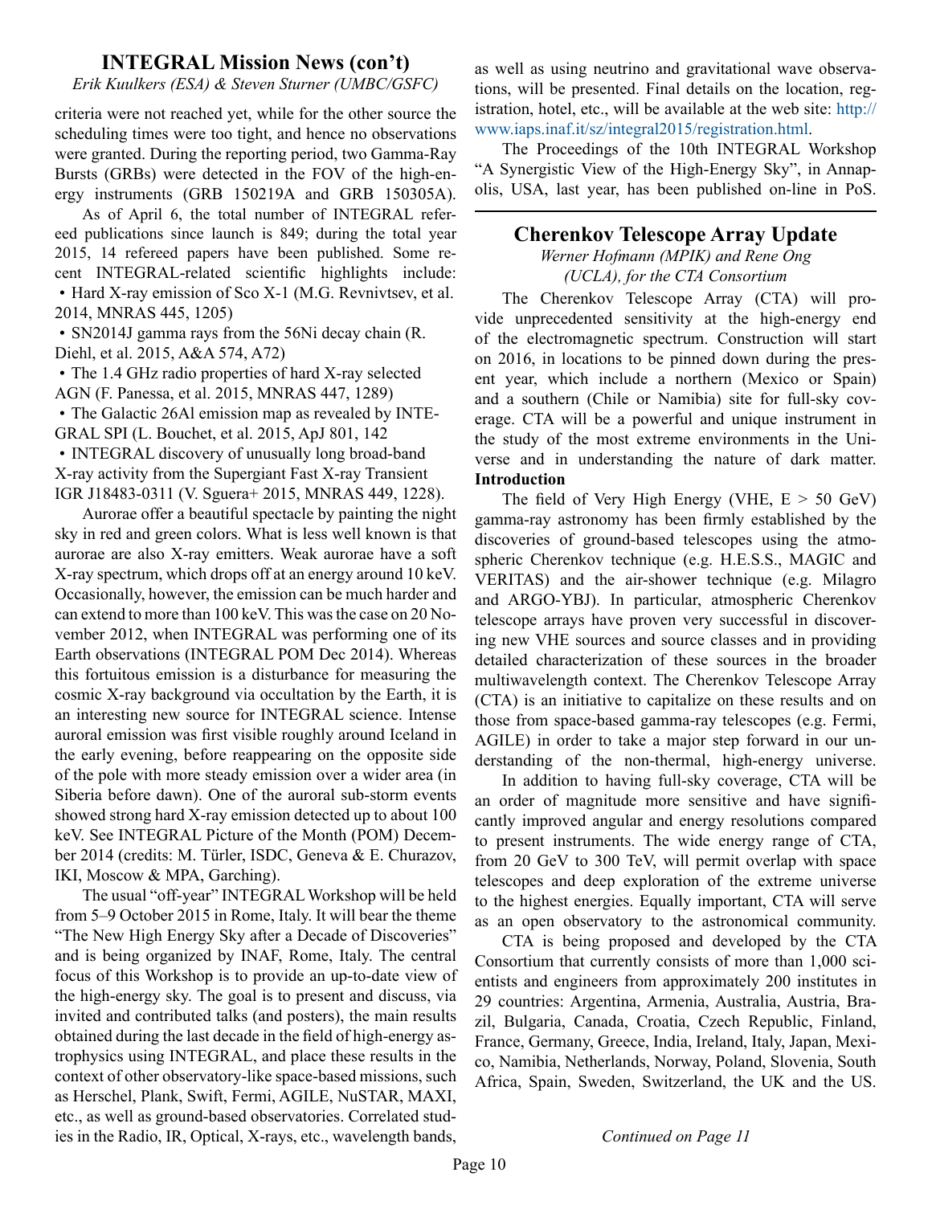## INTEGRAL Mission News (con't)

*Erik Kuulkers (ESA) & Steven Sturner (UMBC/GSFC)*

criteria were not reached yet, while for the other source the scheduling times were too tight, and hence no observations were granted. During the reporting period, two Gamma-Ray Bursts (GRBs) were detected in the FOV of the high-energy instruments (GRB 150219A and GRB 150305A).

As of April 6, the total number of INTEGRAL refereed publications since launch is 849; during the total year 2015, 14 refereed papers have been published. Some recent INTEGRAL-related scientific highlights include:

- Hard X-ray emission of Sco X-1 (M.G. Revnivtsev, et al. 2014, MNRAS 445, 1205)
- SN2014J gamma rays from the 56Ni decay chain (R. Diehl, et al. 2015, A&A 574, A72)
- The 1.4 GHz radio properties of hard X-ray selected AGN (F. Panessa, et al. 2015, MNRAS 447, 1289)
- The Galactic 26Al emission map as revealed by INTEGRAL SPI (L. Bouchet, et al. 2015, ApJ 801, 142
- INTEGRAL discovery of unusually long broad-band X-ray activity from the Supergiant Fast X-ray Transient IGR J18483-0311 (V. Sguera+ 2015, MNRAS 449, 1228).

Aurorae offer a beautiful spectacle by painting the night sky in red and green colors. What is less well known is that aurorae are also X-ray emitters. Weak aurorae have a soft X-ray spectrum, which drops off at an energy around 10 keV. Occasionally, however, the emission can be much harder and can extend to more than 100 keV. This was the case on 20 November 2012, when INTEGRAL was performing one of its Earth observations (INTEGRAL POM Dec 2014). Whereas this fortuitous emission is a disturbance for measuring the cosmic X-ray background via occultation by the Earth, it is an interesting new source for INTEGRAL science. Intense auroral emission was first visible roughly around Iceland in the early evening, before reappearing on the opposite side of the pole with more steady emission over a wider area (in Siberia before dawn). One of the auroral sub-storm events showed strong hard X-ray emission detected up to about 100 keV. See INTEGRAL Picture of the Month (POM) December 2014 (credits: M. Türler, ISDC, Geneva & E. Churazov, IKI, Moscow & MPA, Garching).

The usual "off-year" INTEGRAL Workshop will be held from 5–9 October 2015 in Rome, Italy. It will bear the theme "The New High Energy Sky after a Decade of Discoveries" and is being organized by INAF, Rome, Italy. The central focus of this Workshop is to provide an up-to-date view of the high-energy sky. The goal is to present and discuss, via invited and contributed talks (and posters), the main results obtained during the last decade in the field of high-energy astrophysics using INTEGRAL, and place these results in the context of other observatory-like space-based missions, such as Herschel, Plank, Swift, Fermi, AGILE, NuSTAR, MAXI, etc., as well as ground-based observatories. Correlated studies in the Radio, IR, Optical, X-rays, etc., wavelength bands, as well as using neutrino and gravitational wave observations, will be presented. Final details on the location, registration, hotel, etc., will be available at the web site: http://www.iaps.inaf.it/sz/integral2015/registration.html.

The Proceedings of the 10th INTEGRAL Workshop "A Synergistic View of the High-Energy Sky", in Annapolis, USA, last year, has been published on-line in PoS.

---

## Cherenkov Telescope Array Update

*Werner Hofmann (MPIK) and Rene Ong (UCLA), for the CTA Consortium*

The Cherenkov Telescope Array (CTA) will provide unprecedented sensitivity at the high-energy end of the electromagnetic spectrum. Construction will start on 2016, in locations to be pinned down during the present year, which include a northern (Mexico or Spain) and a southern (Chile or Namibia) site for full-sky coverage. CTA will be a powerful and unique instrument in the study of the most extreme environments in the Universe and in understanding the nature of dark matter.

**Introduction**

The field of Very High Energy (VHE, E > 50 GeV) gamma-ray astronomy has been firmly established by the discoveries of ground-based telescopes using the atmospheric Cherenkov technique (e.g. H.E.S.S., MAGIC and VERITAS) and the air-shower technique (e.g. Milagro and ARGO-YBJ). In particular, atmospheric Cherenkov telescope arrays have proven very successful in discovering new VHE sources and source classes and in providing detailed characterization of these sources in the broader multiwavelength context. The Cherenkov Telescope Array (CTA) is an initiative to capitalize on these results and on those from space-based gamma-ray telescopes (e.g. Fermi, AGILE) in order to take a major step forward in our understanding of the non-thermal, high-energy universe.

In addition to having full-sky coverage, CTA will be an order of magnitude more sensitive and have significantly improved angular and energy resolutions compared to present instruments. The wide energy range of CTA, from 20 GeV to 300 TeV, will permit overlap with space telescopes and deep exploration of the extreme universe to the highest energies. Equally important, CTA will serve as an open observatory to the astronomical community.

CTA is being proposed and developed by the CTA Consortium that currently consists of more than 1,000 scientists and engineers from approximately 200 institutes in 29 countries: Argentina, Armenia, Australia, Austria, Brazil, Bulgaria, Canada, Croatia, Czech Republic, Finland, France, Germany, Greece, India, Ireland, Italy, Japan, Mexico, Namibia, Netherlands, Norway, Poland, Slovenia, South Africa, Spain, Sweden, Switzerland, the UK and the US.

*Continued on Page 11*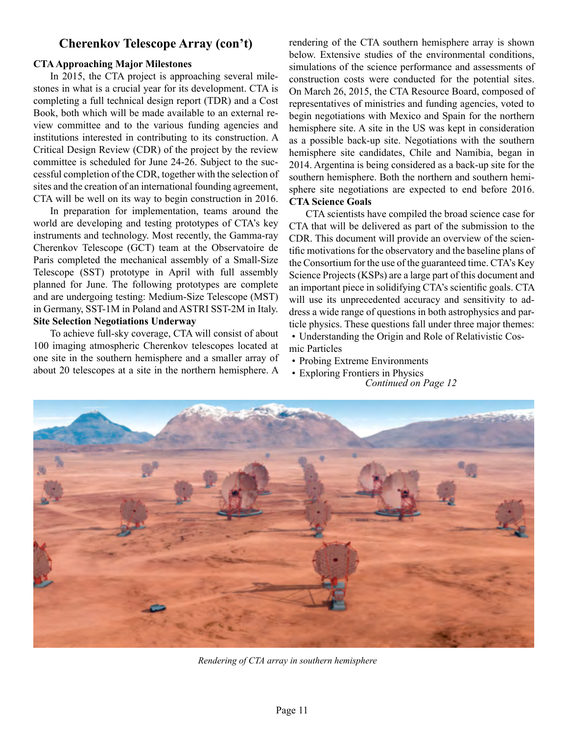## Cherenkov Telescope Array (con't)

**CTA Approaching Major Milestones**

In 2015, the CTA project is approaching several milestones in what is a crucial year for its development. CTA is completing a full technical design report (TDR) and a Cost Book, both which will be made available to an external review committee and to the various funding agencies and institutions interested in contributing to its construction. A Critical Design Review (CDR) of the project by the review committee is scheduled for June 24-26. Subject to the successful completion of the CDR, together with the selection of sites and the creation of an international founding agreement, CTA will be well on its way to begin construction in 2016.

In preparation for implementation, teams around the world are developing and testing prototypes of CTA's key instruments and technology. Most recently, the Gamma-ray Cherenkov Telescope (GCT) team at the Observatoire de Paris completed the mechanical assembly of a Small-Size Telescope (SST) prototype in April with full assembly planned for June. The following prototypes are complete and are undergoing testing: Medium-Size Telescope (MST) in Germany, SST-1M in Poland and ASTRI SST-2M in Italy.

**Site Selection Negotiations Underway**

To achieve full-sky coverage, CTA will consist of about 100 imaging atmospheric Cherenkov telescopes located at one site in the southern hemisphere and a smaller array of about 20 telescopes at a site in the northern hemisphere. A rendering of the CTA southern hemisphere array is shown below. Extensive studies of the environmental conditions, simulations of the science performance and assessments of construction costs were conducted for the potential sites. On March 26, 2015, the CTA Resource Board, composed of representatives of ministries and funding agencies, voted to begin negotiations with Mexico and Spain for the northern hemisphere site. A site in the US was kept in consideration as a possible back-up site. Negotiations with the southern hemisphere site candidates, Chile and Namibia, began in 2014. Argentina is being considered as a back-up site for the southern hemisphere. Both the northern and southern hemisphere site negotiations are expected to end before 2016.

**CTA Science Goals**

CTA scientists have compiled the broad science case for CTA that will be delivered as part of the submission to the CDR. This document will provide an overview of the scientific motivations for the observatory and the baseline plans of the Consortium for the use of the guaranteed time. CTA's Key Science Projects (KSPs) are a large part of this document and an important piece in solidifying CTA's scientific goals. CTA will use its unprecedented accuracy and sensitivity to address a wide range of questions in both astrophysics and particle physics. These questions fall under three major themes:

- Understanding the Origin and Role of Relativistic Cosmic Particles
- Probing Extreme Environments
- Exploring Frontiers in Physics

*Continued on Page 12*

*Rendering of CTA array in southern hemisphere*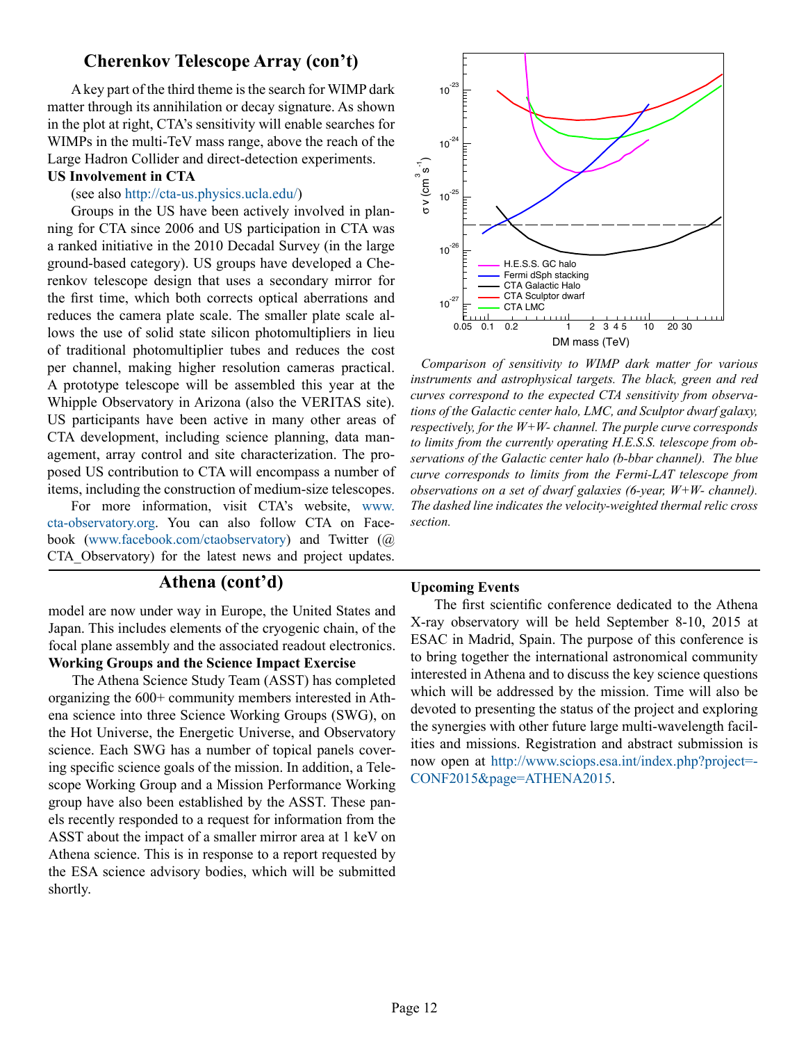## Cherenkov Telescope Array (con't)

A key part of the third theme is the search for WIMP dark matter through its annihilation or decay signature. As shown in the plot at right, CTA's sensitivity will enable searches for WIMPs in the multi-TeV mass range, above the reach of the Large Hadron Collider and direct-detection experiments.

**US Involvement in CTA**

(see also http://cta-us.physics.ucla.edu/)

Groups in the US have been actively involved in planning for CTA since 2006 and US participation in CTA was a ranked initiative in the 2010 Decadal Survey (in the large ground-based category). US groups have developed a Cherenkov telescope design that uses a secondary mirror for the first time, which both corrects optical aberrations and reduces the camera plate scale. The smaller plate scale allows the use of solid state silicon photomultipliers in lieu of traditional photomultiplier tubes and reduces the cost per channel, making higher resolution cameras practical. A prototype telescope will be assembled this year at the Whipple Observatory in Arizona (also the VERITAS site). US participants have been active in many other areas of CTA development, including science planning, data management, array control and site characterization. The proposed US contribution to CTA will encompass a number of items, including the construction of medium-size telescopes.

For more information, visit CTA's website, www.cta-observatory.org. You can also follow CTA on Facebook (www.facebook.com/ctaobservatory) and Twitter (@CTA_Observatory) for the latest news and project updates.

*Comparison of sensitivity to WIMP dark matter for various instruments and astrophysical targets. The black, green and red curves correspond to the expected CTA sensitivity from observations of the Galactic center halo, LMC, and Sculptor dwarf galaxy, respectively, for the W+W- channel. The purple curve corresponds to limits from the currently operating H.E.S.S. telescope from observations of the Galactic center halo (b-bbar channel). The blue curve corresponds to limits from the Fermi-LAT telescope from observations on a set of dwarf galaxies (6-year, W+W- channel). The dashed line indicates the velocity-weighted thermal relic cross section.*

## Athena (cont'd)

model are now under way in Europe, the United States and Japan. This includes elements of the cryogenic chain, of the focal plane assembly and the associated readout electronics.

**Working Groups and the Science Impact Exercise**

The Athena Science Study Team (ASST) has completed organizing the 600+ community members interested in Athena science into three Science Working Groups (SWG), on the Hot Universe, the Energetic Universe, and Observatory science. Each SWG has a number of topical panels covering specific science goals of the mission. In addition, a Telescope Working Group and a Mission Performance Working group have also been established by the ASST. These panels recently responded to a request for information from the ASST about the impact of a smaller mirror area at 1 keV on Athena science. This is in response to a report requested by the ESA science advisory bodies, which will be submitted shortly.

**Upcoming Events**

The first scientific conference dedicated to the Athena X-ray observatory will be held September 8-10, 2015 at ESAC in Madrid, Spain. The purpose of this conference is to bring together the international astronomical community interested in Athena and to discuss the key science questions which will be addressed by the mission. Time will also be devoted to presenting the status of the project and exploring the synergies with other future large multi-wavelength facilities and missions. Registration and abstract submission is now open at http://www.sciops.esa.int/index.php?project=CONF2015&page=ATHENA2015.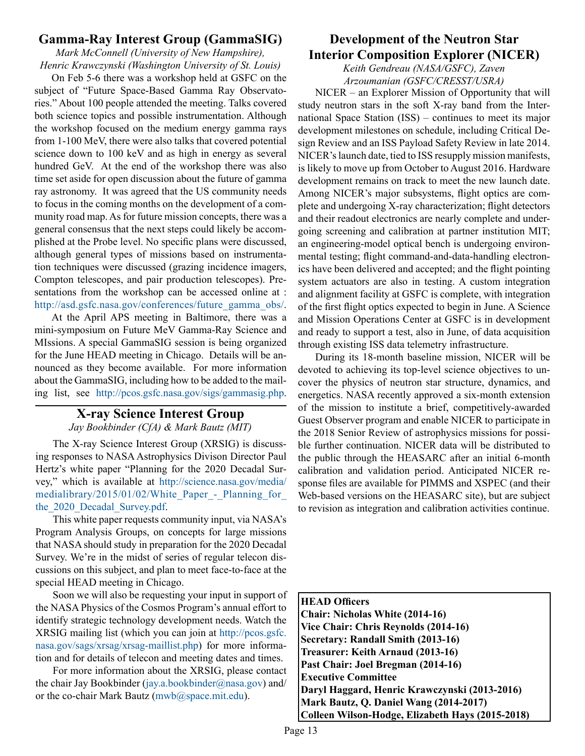## Gamma-Ray Interest Group (GammaSIG)

*Mark McConnell (University of New Hampshire), Henric Krawczynski (Washington University of St. Louis)*

On Feb 5-6 there was a workshop held at GSFC on the subject of "Future Space-Based Gamma Ray Observatories." About 100 people attended the meeting. Talks covered both science topics and possible instrumentation. Although the workshop focused on the medium energy gamma rays from 1-100 MeV, there were also talks that covered potential science down to 100 keV and as high in energy as several hundred GeV. At the end of the workshop there was also time set aside for open discussion about the future of gamma ray astronomy. It was agreed that the US community needs to focus in the coming months on the development of a community road map. As for future mission concepts, there was a general consensus that the next steps could likely be accomplished at the Probe level. No specific plans were discussed, although general types of missions based on instrumentation techniques were discussed (grazing incidence imagers, Compton telescopes, and pair production telescopes). Presentations from the workshop can be accessed online at : http://asd.gsfc.nasa.gov/conferences/future_gamma_obs/.

At the April APS meeting in Baltimore, there was a mini-symposium on Future MeV Gamma-Ray Science and MIssions. A special GammaSIG session is being organized for the June HEAD meeting in Chicago. Details will be announced as they become available. For more information about the GammaSIG, including how to be added to the mailing list, see http://pcos.gsfc.nasa.gov/sigs/gammasig.php.

## X-ray Science Interest Group

*Jay Bookbinder (CfA) & Mark Bautz (MIT)*

The X-ray Science Interest Group (XRSIG) is discussing responses to NASA Astrophysics Divison Director Paul Hertz's white paper "Planning for the 2020 Decadal Survey," which is available at http://science.nasa.gov/media/medialibrary/2015/01/02/White_Paper_-_Planning_for_the_2020_Decadal_Survey.pdf.

This white paper requests community input, via NASA's Program Analysis Groups, on concepts for large missions that NASA should study in preparation for the 2020 Decadal Survey. We're in the midst of series of regular telecon discussions on this subject, and plan to meet face-to-face at the special HEAD meeting in Chicago.

Soon we will also be requesting your input in support of the NASA Physics of the Cosmos Program's annual effort to identify strategic technology development needs. Watch the XRSIG mailing list (which you can join at http://pcos.gsfc.nasa.gov/sags/xrsag/xrsag-maillist.php) for more information and for details of telecon and meeting dates and times.

For more information about the XRSIG, please contact the chair Jay Bookbinder (jay.a.bookbinder@nasa.gov) and/or the co-chair Mark Bautz (mwb@space.mit.edu).

## Development of the Neutron Star Interior Composition Explorer (NICER)

*Keith Gendreau (NASA/GSFC), Zaven Arzoumanian (GSFC/CRESST/USRA)*

NICER – an Explorer Mission of Opportunity that will study neutron stars in the soft X-ray band from the International Space Station (ISS) – continues to meet its major development milestones on schedule, including Critical Design Review and an ISS Payload Safety Review in late 2014. NICER's launch date, tied to ISS resupply mission manifests, is likely to move up from October to August 2016. Hardware development remains on track to meet the new launch date. Among NICER's major subsystems, flight optics are complete and undergoing X-ray characterization; flight detectors and their readout electronics are nearly complete and undergoing screening and calibration at partner institution MIT; an engineering-model optical bench is undergoing environmental testing; flight command-and-data-handling electronics have been delivered and accepted; and the flight pointing system actuators are also in testing. A custom integration and alignment facility at GSFC is complete, with integration of the first flight optics expected to begin in June. A Science and Mission Operations Center at GSFC is in development and ready to support a test, also in June, of data acquisition through existing ISS data telemetry infrastructure.

During its 18-month baseline mission, NICER will be devoted to achieving its top-level science objectives to uncover the physics of neutron star structure, dynamics, and energetics. NASA recently approved a six-month extension of the mission to institute a brief, competitively-awarded Guest Observer program and enable NICER to participate in the 2018 Senior Review of astrophysics missions for possible further continuation. NICER data will be distributed to the public through the HEASARC after an initial 6-month calibration and validation period. Anticipated NICER response files are available for PIMMS and XSPEC (and their Web-based versions on the HEASARC site), but are subject to revision as integration and calibration activities continue.

**HEAD Officers**
**Chair: Nicholas White (2014-16)**
**Vice Chair: Chris Reynolds (2014-16)**
**Secretary: Randall Smith (2013-16)**
**Treasurer: Keith Arnaud (2013-16)**
**Past Chair: Joel Bregman (2014-16)**
**Executive Committee**
**Daryl Haggard, Henric Krawczynski (2013-2016)**
**Mark Bautz, Q. Daniel Wang (2014-2017)**
**Colleen Wilson-Hodge, Elizabeth Hays (2015-2018)**